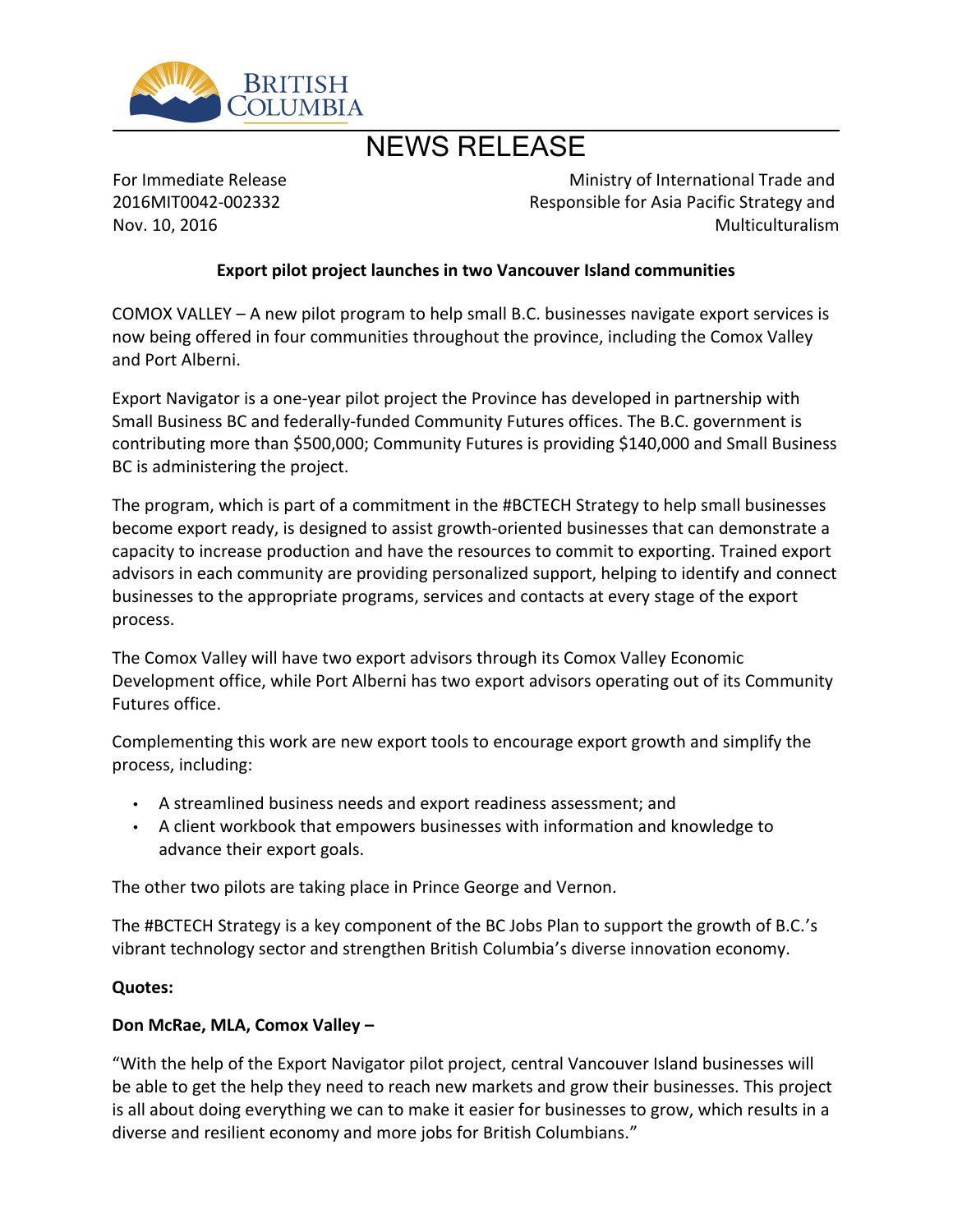# NEWS RELEASE

For Immediate Release
2016MIT0042-002332
Nov. 10, 2016

Ministry of International Trade and
Responsible for Asia Pacific Strategy and
Multiculturalism

**Export pilot project launches in two Vancouver Island communities**

COMOX VALLEY – A new pilot program to help small B.C. businesses navigate export services is now being offered in four communities throughout the province, including the Comox Valley and Port Alberni.

Export Navigator is a one-year pilot project the Province has developed in partnership with Small Business BC and federally-funded Community Futures offices. The B.C. government is contributing more than $500,000; Community Futures is providing $140,000 and Small Business BC is administering the project.

The program, which is part of a commitment in the #BCTECH Strategy to help small businesses become export ready, is designed to assist growth-oriented businesses that can demonstrate a capacity to increase production and have the resources to commit to exporting. Trained export advisors in each community are providing personalized support, helping to identify and connect businesses to the appropriate programs, services and contacts at every stage of the export process.

The Comox Valley will have two export advisors through its Comox Valley Economic Development office, while Port Alberni has two export advisors operating out of its Community Futures office.

Complementing this work are new export tools to encourage export growth and simplify the process, including:

- A streamlined business needs and export readiness assessment; and
- A client workbook that empowers businesses with information and knowledge to advance their export goals.

The other two pilots are taking place in Prince George and Vernon.

The #BCTECH Strategy is a key component of the BC Jobs Plan to support the growth of B.C.'s vibrant technology sector and strengthen British Columbia's diverse innovation economy.

**Quotes:**

**Don McRae, MLA, Comox Valley –**

"With the help of the Export Navigator pilot project, central Vancouver Island businesses will be able to get the help they need to reach new markets and grow their businesses. This project is all about doing everything we can to make it easier for businesses to grow, which results in a diverse and resilient economy and more jobs for British Columbians."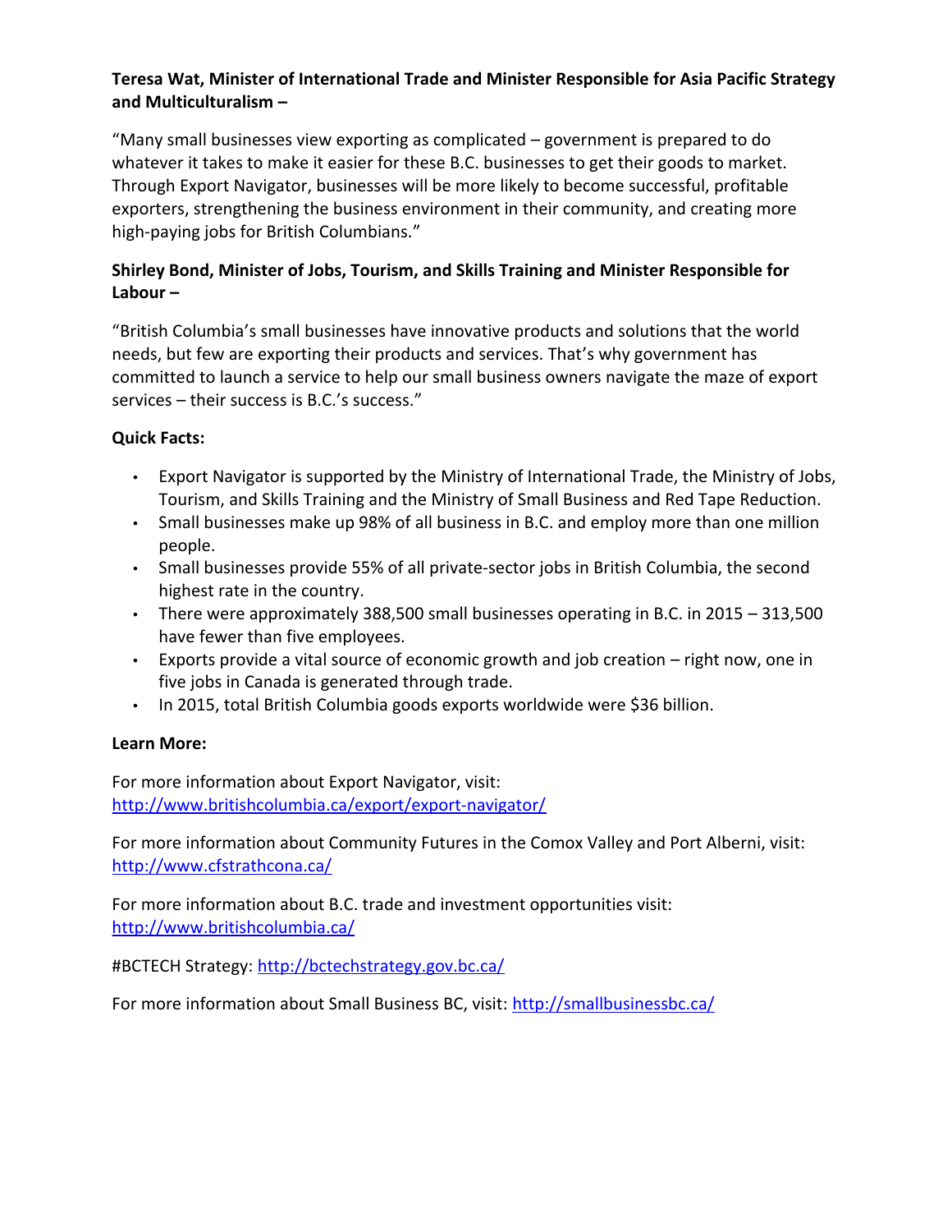**Teresa Wat, Minister of International Trade and Minister Responsible for Asia Pacific Strategy and Multiculturalism –**

"Many small businesses view exporting as complicated – government is prepared to do whatever it takes to make it easier for these B.C. businesses to get their goods to market. Through Export Navigator, businesses will be more likely to become successful, profitable exporters, strengthening the business environment in their community, and creating more high-paying jobs for British Columbians."

**Shirley Bond, Minister of Jobs, Tourism, and Skills Training and Minister Responsible for Labour –**

"British Columbia's small businesses have innovative products and solutions that the world needs, but few are exporting their products and services. That's why government has committed to launch a service to help our small business owners navigate the maze of export services – their success is B.C.'s success."

**Quick Facts:**

- Export Navigator is supported by the Ministry of International Trade, the Ministry of Jobs, Tourism, and Skills Training and the Ministry of Small Business and Red Tape Reduction.
- Small businesses make up 98% of all business in B.C. and employ more than one million people.
- Small businesses provide 55% of all private-sector jobs in British Columbia, the second highest rate in the country.
- There were approximately 388,500 small businesses operating in B.C. in 2015 – 313,500 have fewer than five employees.
- Exports provide a vital source of economic growth and job creation – right now, one in five jobs in Canada is generated through trade.
- In 2015, total British Columbia goods exports worldwide were $36 billion.

**Learn More:**

For more information about Export Navigator, visit: http://www.britishcolumbia.ca/export/export-navigator/

For more information about Community Futures in the Comox Valley and Port Alberni, visit: http://www.cfstrathcona.ca/

For more information about B.C. trade and investment opportunities visit: http://www.britishcolumbia.ca/

#BCTECH Strategy: http://bctechstrategy.gov.bc.ca/

For more information about Small Business BC, visit: http://smallbusinessbc.ca/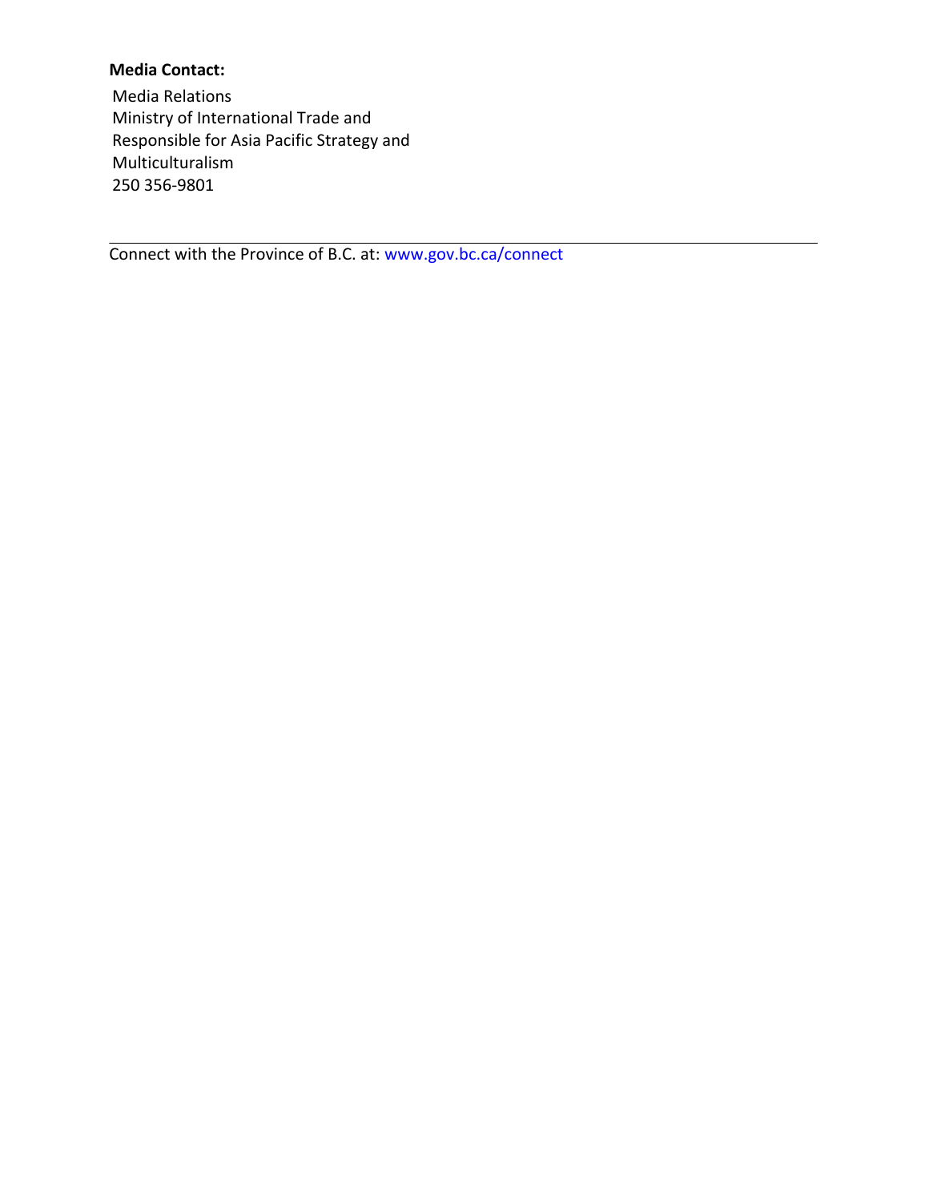**Media Contact:**

Media Relations
Ministry of International Trade and
Responsible for Asia Pacific Strategy and
Multiculturalism
250 356-9801

---

Connect with the Province of B.C. at: www.gov.bc.ca/connect